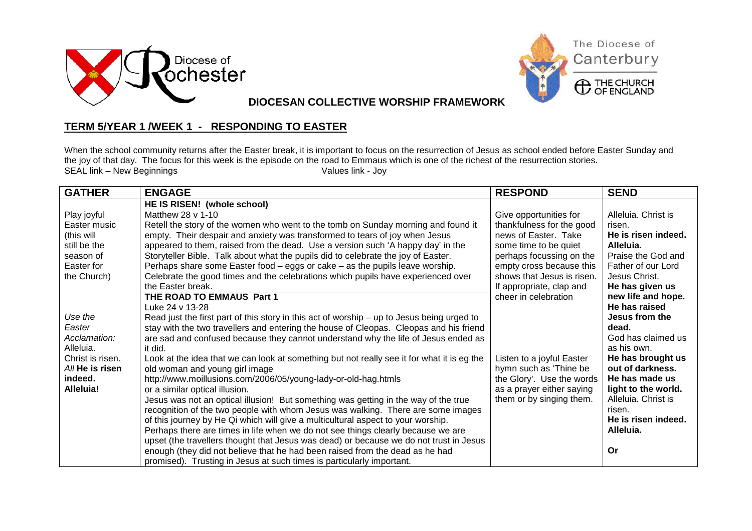Diocese of Rochester

The Diocese of Canterbury
THE CHURCH OF ENGLAND

**DIOCESAN COLLECTIVE WORSHIP FRAMEWORK**

## TERM 5/YEAR 1 /WEEK 1 - RESPONDING TO EASTER

When the school community returns after the Easter break, it is important to focus on the resurrection of Jesus as school ended before Easter Sunday and the joy of that day. The focus for this week is the episode on the road to Emmaus which is one of the richest of the resurrection stories.
SEAL link – New Beginnings Values link - Joy

| GATHER | ENGAGE | RESPOND | SEND |
|---|---|---|---|
| Play joyful Easter music (this will still be the season of Easter for the Church)<br><br>*Use the Easter Acclamation:* Alleluia. Christ is risen. *All* **He is risen indeed. Alleluia!** | **HE IS RISEN! (whole school)**<br>Matthew 28 v 1-10<br>Retell the story of the women who went to the tomb on Sunday morning and found it empty. Their despair and anxiety was transformed to tears of joy when Jesus appeared to them, raised from the dead. Use a version such 'A happy day' in the Storyteller Bible. Talk about what the pupils did to celebrate the joy of Easter. Perhaps share some Easter food – eggs or cake – as the pupils leave worship. Celebrate the good times and the celebrations which pupils have experienced over the Easter break.<br>**THE ROAD TO EMMAUS Part 1**<br>Luke 24 v 13-28<br>Read just the first part of this story in this act of worship – up to Jesus being urged to stay with the two travellers and entering the house of Cleopas. Cleopas and his friend are sad and confused because they cannot understand why the life of Jesus ended as it did.<br>Look at the idea that we can look at something but not really see it for what it is eg the old woman and young girl image<br>http://www.moillusions.com/2006/05/young-lady-or-old-hag.htmls<br>or a similar optical illusion.<br>Jesus was not an optical illusion! But something was getting in the way of the true recognition of the two people with whom Jesus was walking. There are some images of this journey by He Qi which will give a multicultural aspect to your worship.<br>Perhaps there are times in life when we do not see things clearly because we are upset (the travellers thought that Jesus was dead) or because we do not trust in Jesus enough (they did not believe that he had been raised from the dead as he had promised). Trusting in Jesus at such times is particularly important. | Give opportunities for thankfulness for the good news of Easter. Take some time to be quiet perhaps focussing on the empty cross because this shows that Jesus is risen. If appropriate, clap and cheer in celebration<br><br>Listen to a joyful Easter hymn such as 'Thine be the Glory'. Use the words as a prayer either saying them or by singing them. | Alleluia. Christ is risen.<br>**He is risen indeed. Alleluia.**<br>Praise the God and Father of our Lord Jesus Christ.<br>**He has given us new life and hope. He has raised Jesus from the dead.**<br>God has claimed us as his own.<br>**He has brought us out of darkness. He has made us light to the world.**<br>Alleluia. Christ is risen.<br>**He is risen indeed. Alleluia.**<br><br>**Or** |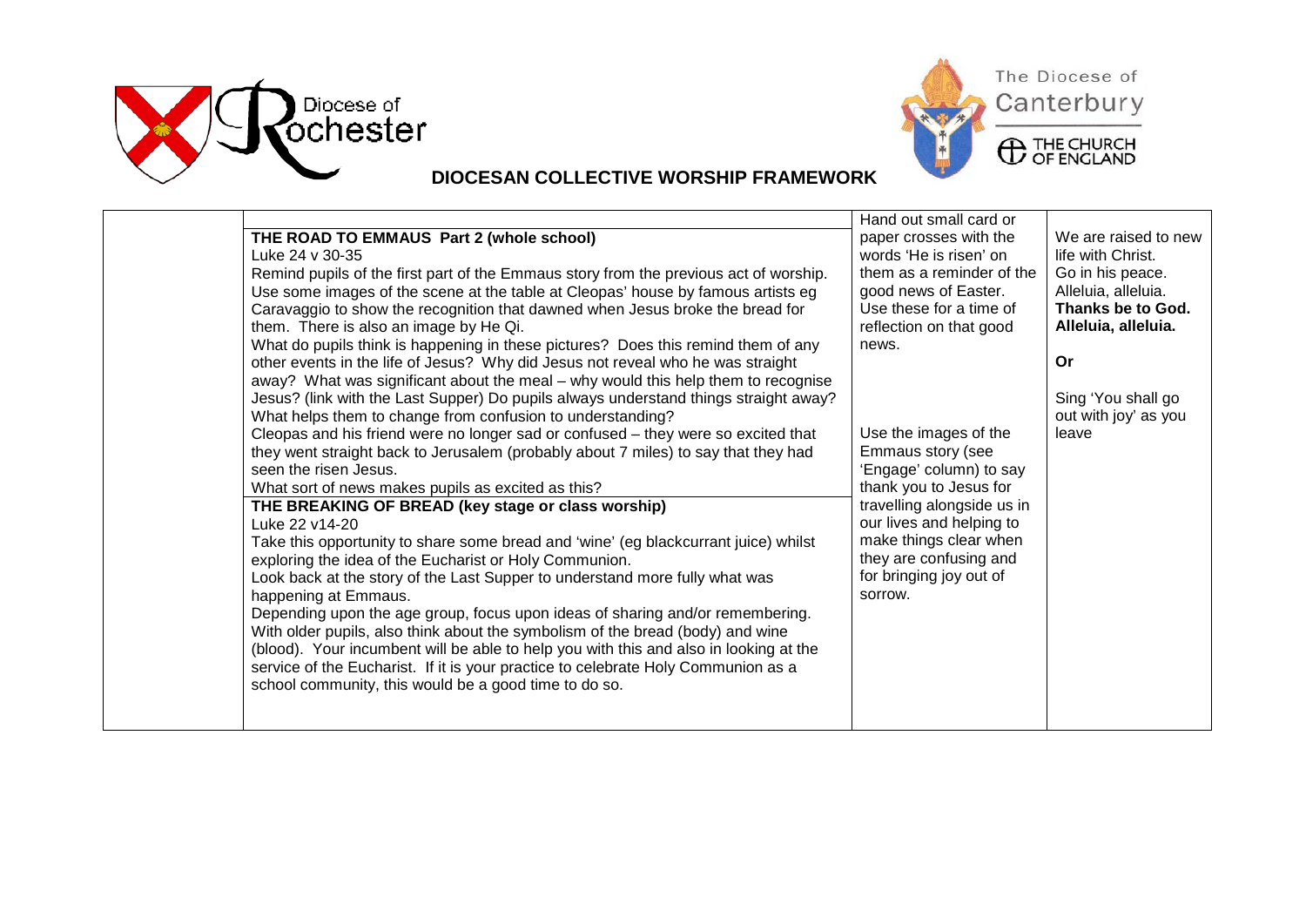**DIOCESAN COLLECTIVE WORSHIP FRAMEWORK**

| | | | |
|---|---|---|---|
| | **THE ROAD TO EMMAUS Part 2 (whole school)**<br>Luke 24 v 30-35<br>Remind pupils of the first part of the Emmaus story from the previous act of worship. Use some images of the scene at the table at Cleopas' house by famous artists eg Caravaggio to show the recognition that dawned when Jesus broke the bread for them. There is also an image by He Qi.<br>What do pupils think is happening in these pictures? Does this remind them of any other events in the life of Jesus? Why did Jesus not reveal who he was straight away? What was significant about the meal – why would this help them to recognise Jesus? (link with the Last Supper) Do pupils always understand things straight away? What helps them to change from confusion to understanding?<br>Cleopas and his friend were no longer sad or confused – they were so excited that they went straight back to Jerusalem (probably about 7 miles) to say that they had seen the risen Jesus.<br>What sort of news makes pupils as excited as this?<br>**THE BREAKING OF BREAD (key stage or class worship)**<br>Luke 22 v14-20<br>Take this opportunity to share some bread and 'wine' (eg blackcurrant juice) whilst exploring the idea of the Eucharist or Holy Communion.<br>Look back at the story of the Last Supper to understand more fully what was happening at Emmaus.<br>Depending upon the age group, focus upon ideas of sharing and/or remembering. With older pupils, also think about the symbolism of the bread (body) and wine (blood). Your incumbent will be able to help you with this and also in looking at the service of the Eucharist. If it is your practice to celebrate Holy Communion as a school community, this would be a good time to do so. | Hand out small card or paper crosses with the words 'He is risen' on them as a reminder of the good news of Easter. Use these for a time of reflection on that good news.<br><br>Use the images of the Emmaus story (see 'Engage' column) to say thank you to Jesus for travelling alongside us in our lives and helping to make things clear when they are confusing and for bringing joy out of sorrow. | We are raised to new life with Christ.<br>Go in his peace.<br>Alleluia, alleluia.<br>**Thanks be to God. Alleluia, alleluia.**<br><br>**Or**<br><br>Sing 'You shall go out with joy' as you leave |